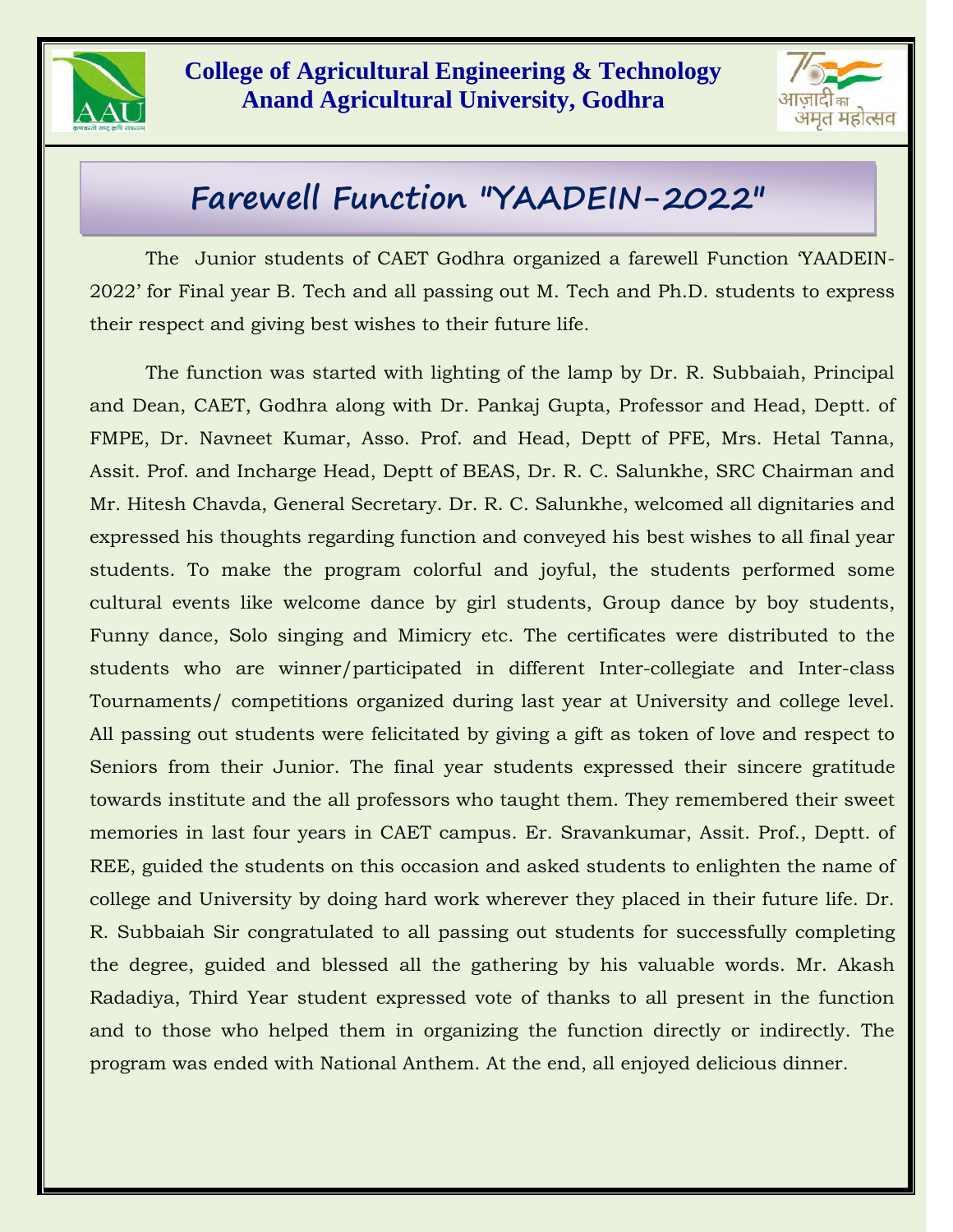**College of Agricultural Engineering & Technology**
**Anand Agricultural University, Godhra**

# Farewell Function "YAADEIN-2022"

The Junior students of CAET Godhra organized a farewell Function 'YAADEIN-2022' for Final year B. Tech and all passing out M. Tech and Ph.D. students to express their respect and giving best wishes to their future life.

The function was started with lighting of the lamp by Dr. R. Subbaiah, Principal and Dean, CAET, Godhra along with Dr. Pankaj Gupta, Professor and Head, Deptt. of FMPE, Dr. Navneet Kumar, Asso. Prof. and Head, Deptt of PFE, Mrs. Hetal Tanna, Assit. Prof. and Incharge Head, Deptt of BEAS, Dr. R. C. Salunkhe, SRC Chairman and Mr. Hitesh Chavda, General Secretary. Dr. R. C. Salunkhe, welcomed all dignitaries and expressed his thoughts regarding function and conveyed his best wishes to all final year students. To make the program colorful and joyful, the students performed some cultural events like welcome dance by girl students, Group dance by boy students, Funny dance, Solo singing and Mimicry etc. The certificates were distributed to the students who are winner/participated in different Inter-collegiate and Inter-class Tournaments/ competitions organized during last year at University and college level. All passing out students were felicitated by giving a gift as token of love and respect to Seniors from their Junior. The final year students expressed their sincere gratitude towards institute and the all professors who taught them. They remembered their sweet memories in last four years in CAET campus. Er. Sravankumar, Assit. Prof., Deptt. of REE, guided the students on this occasion and asked students to enlighten the name of college and University by doing hard work wherever they placed in their future life. Dr. R. Subbaiah Sir congratulated to all passing out students for successfully completing the degree, guided and blessed all the gathering by his valuable words. Mr. Akash Radadiya, Third Year student expressed vote of thanks to all present in the function and to those who helped them in organizing the function directly or indirectly. The program was ended with National Anthem. At the end, all enjoyed delicious dinner.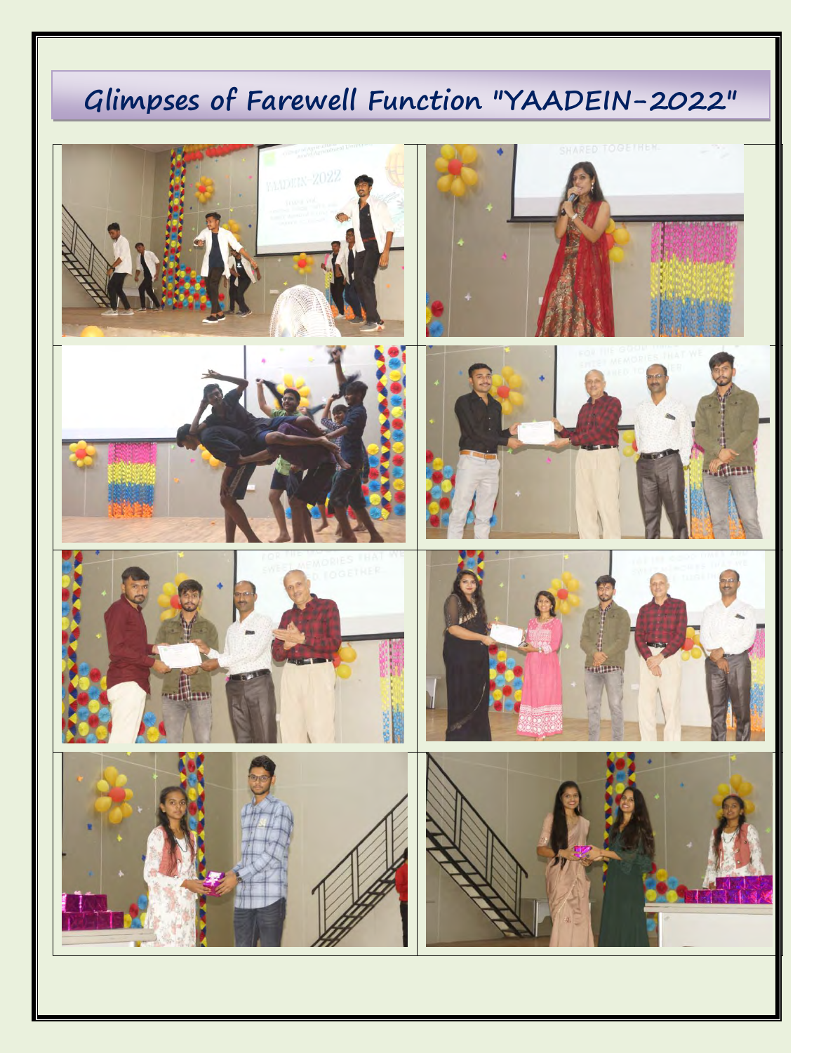# Glimpses of Farewell Function "YAADEIN-2022"